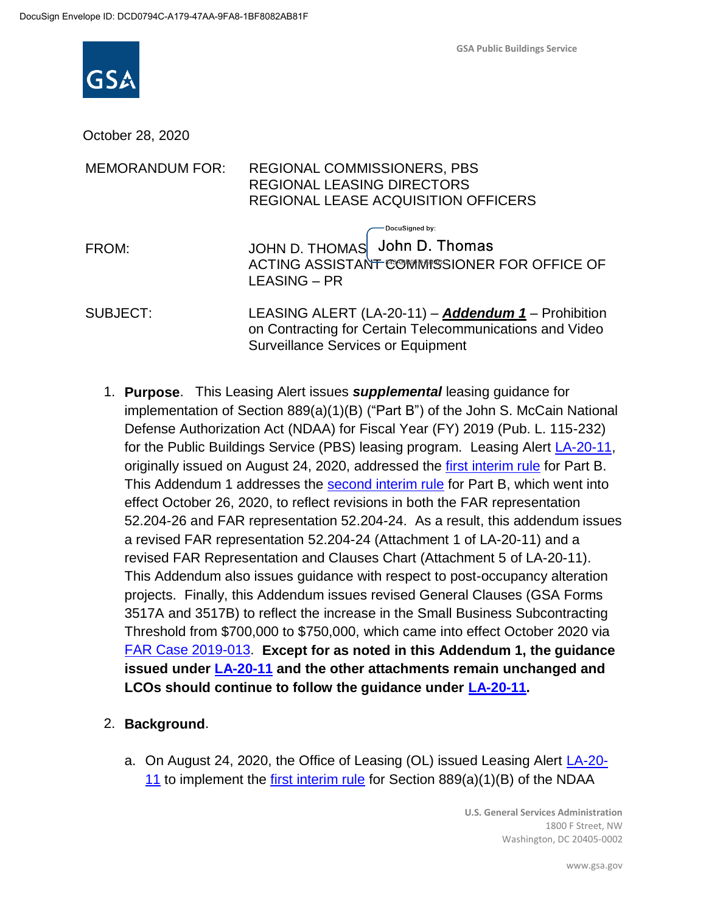DocuSign Envelope ID: DCD0794C-A179-47AA-9FA8-1BF8082AB81F

GSA Public Buildings Service

October 28, 2020

MEMORANDUM FOR: REGIONAL COMMISSIONERS, PBS
REGIONAL LEASING DIRECTORS
REGIONAL LEASE ACQUISITION OFFICERS

FROM: JOHN D. THOMAS
ACTING ASSISTANT COMMISSIONER FOR OFFICE OF LEASING – PR

DocuSigned by: John D. Thomas

SUBJECT: LEASING ALERT (LA-20-11) – ***Addendum 1*** – Prohibition on Contracting for Certain Telecommunications and Video Surveillance Services or Equipment

1. **Purpose**. This Leasing Alert issues ***supplemental*** leasing guidance for implementation of Section 889(a)(1)(B) ("Part B") of the John S. McCain National Defense Authorization Act (NDAA) for Fiscal Year (FY) 2019 (Pub. L. 115-232) for the Public Buildings Service (PBS) leasing program. Leasing Alert LA-20-11, originally issued on August 24, 2020, addressed the first interim rule for Part B. This Addendum 1 addresses the second interim rule for Part B, which went into effect October 26, 2020, to reflect revisions in both the FAR representation 52.204-26 and FAR representation 52.204-24. As a result, this addendum issues a revised FAR representation 52.204-24 (Attachment 1 of LA-20-11) and a revised FAR Representation and Clauses Chart (Attachment 5 of LA-20-11). This Addendum also issues guidance with respect to post-occupancy alteration projects. Finally, this Addendum issues revised General Clauses (GSA Forms 3517A and 3517B) to reflect the increase in the Small Business Subcontracting Threshold from $700,000 to $750,000, which came into effect October 2020 via FAR Case 2019-013. **Except for as noted in this Addendum 1, the guidance issued under LA-20-11 and the other attachments remain unchanged and LCOs should continue to follow the guidance under LA-20-11.**

2. **Background**.

   a. On August 24, 2020, the Office of Leasing (OL) issued Leasing Alert LA-20-11 to implement the first interim rule for Section 889(a)(1)(B) of the NDAA

U.S. General Services Administration
1800 F Street, NW
Washington, DC 20405-0002

www.gsa.gov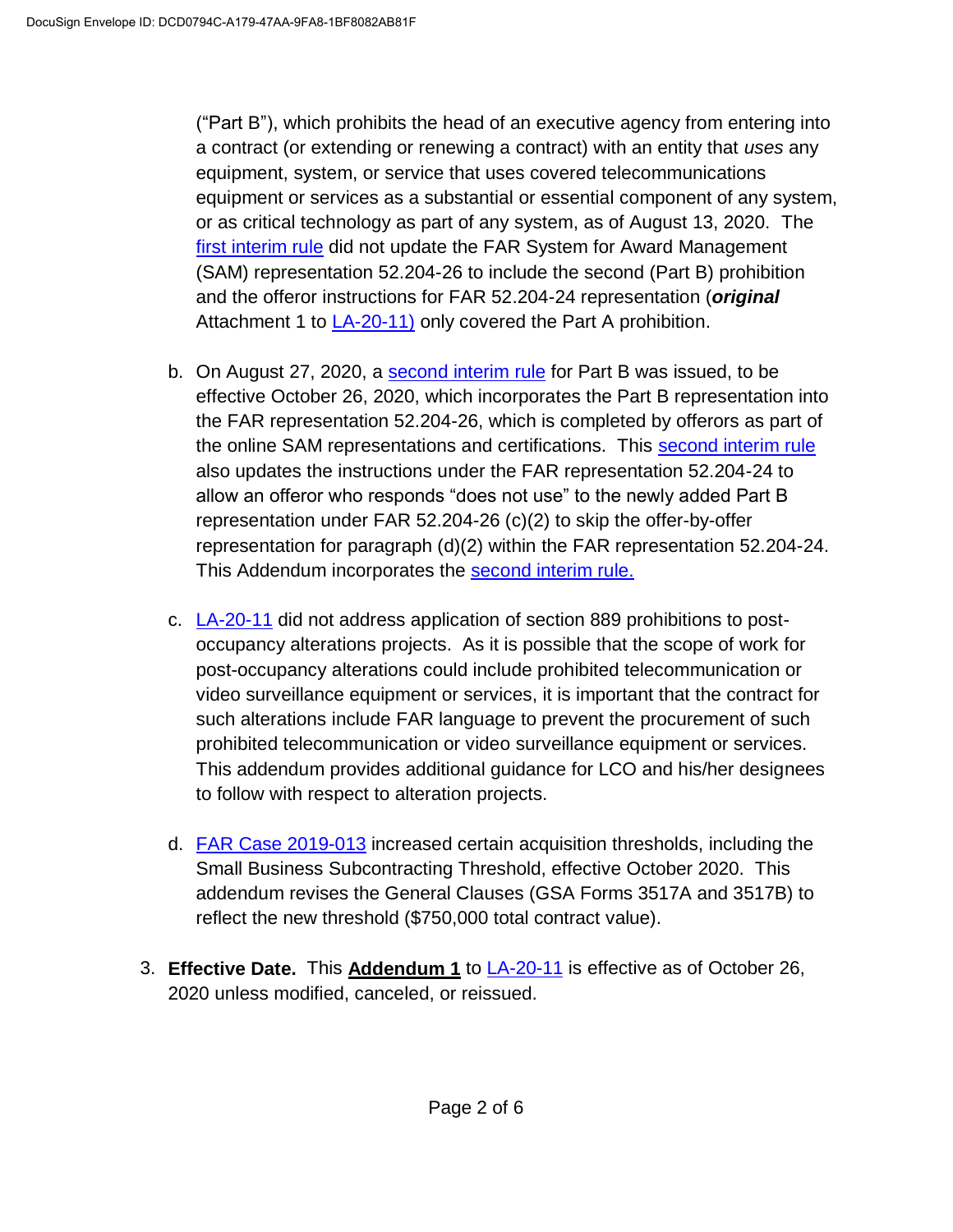("Part B"), which prohibits the head of an executive agency from entering into a contract (or extending or renewing a contract) with an entity that *uses* any equipment, system, or service that uses covered telecommunications equipment or services as a substantial or essential component of any system, or as critical technology as part of any system, as of August 13, 2020. The first interim rule did not update the FAR System for Award Management (SAM) representation 52.204-26 to include the second (Part B) prohibition and the offeror instructions for FAR 52.204-24 representation (***original*** Attachment 1 to LA-20-11) only covered the Part A prohibition.

b. On August 27, 2020, a second interim rule for Part B was issued, to be effective October 26, 2020, which incorporates the Part B representation into the FAR representation 52.204-26, which is completed by offerors as part of the online SAM representations and certifications. This second interim rule also updates the instructions under the FAR representation 52.204-24 to allow an offeror who responds "does not use" to the newly added Part B representation under FAR 52.204-26 (c)(2) to skip the offer-by-offer representation for paragraph (d)(2) within the FAR representation 52.204-24. This Addendum incorporates the second interim rule.

c. LA-20-11 did not address application of section 889 prohibitions to post-occupancy alterations projects. As it is possible that the scope of work for post-occupancy alterations could include prohibited telecommunication or video surveillance equipment or services, it is important that the contract for such alterations include FAR language to prevent the procurement of such prohibited telecommunication or video surveillance equipment or services. This addendum provides additional guidance for LCO and his/her designees to follow with respect to alteration projects.

d. FAR Case 2019-013 increased certain acquisition thresholds, including the Small Business Subcontracting Threshold, effective October 2020. This addendum revises the General Clauses (GSA Forms 3517A and 3517B) to reflect the new threshold ($750,000 total contract value).

3. **Effective Date.** This **<u>Addendum 1</u>** to LA-20-11 is effective as of October 26, 2020 unless modified, canceled, or reissued.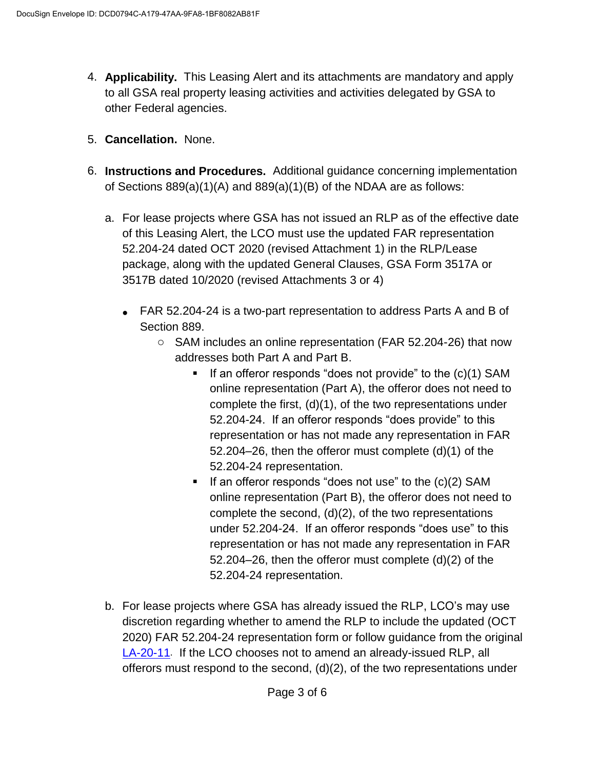4. **Applicability.** This Leasing Alert and its attachments are mandatory and apply to all GSA real property leasing activities and activities delegated by GSA to other Federal agencies.

5. **Cancellation.** None.

6. **Instructions and Procedures.** Additional guidance concerning implementation of Sections 889(a)(1)(A) and 889(a)(1)(B) of the NDAA are as follows:

   a. For lease projects where GSA has not issued an RLP as of the effective date of this Leasing Alert, the LCO must use the updated FAR representation 52.204-24 dated OCT 2020 (revised Attachment 1) in the RLP/Lease package, along with the updated General Clauses, GSA Form 3517A or 3517B dated 10/2020 (revised Attachments 3 or 4)

      - FAR 52.204-24 is a two-part representation to address Parts A and B of Section 889.
         - SAM includes an online representation (FAR 52.204-26) that now addresses both Part A and Part B.
            - If an offeror responds "does not provide" to the (c)(1) SAM online representation (Part A), the offeror does not need to complete the first, (d)(1), of the two representations under 52.204-24. If an offeror responds "does provide" to this representation or has not made any representation in FAR 52.204–26, then the offeror must complete (d)(1) of the 52.204-24 representation.
            - If an offeror responds "does not use" to the (c)(2) SAM online representation (Part B), the offeror does not need to complete the second, (d)(2), of the two representations under 52.204-24. If an offeror responds "does use" to this representation or has not made any representation in FAR 52.204–26, then the offeror must complete (d)(2) of the 52.204-24 representation.

   b. For lease projects where GSA has already issued the RLP, LCO's may use discretion regarding whether to amend the RLP to include the updated (OCT 2020) FAR 52.204-24 representation form or follow guidance from the original LA-20-11. If the LCO chooses not to amend an already-issued RLP, all offerors must respond to the second, (d)(2), of the two representations under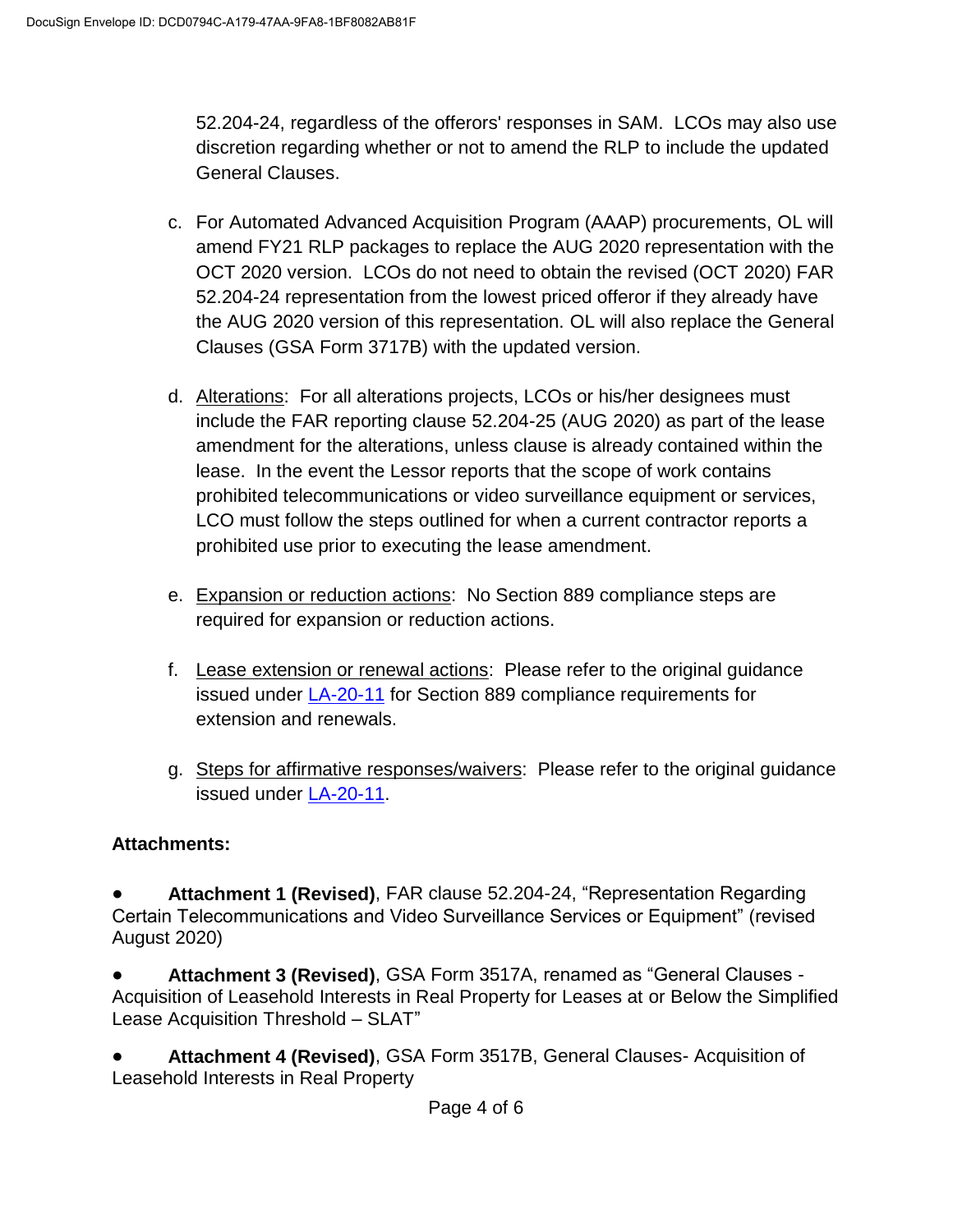52.204-24, regardless of the offerors' responses in SAM. LCOs may also use discretion regarding whether or not to amend the RLP to include the updated General Clauses.

c. For Automated Advanced Acquisition Program (AAAP) procurements, OL will amend FY21 RLP packages to replace the AUG 2020 representation with the OCT 2020 version. LCOs do not need to obtain the revised (OCT 2020) FAR 52.204-24 representation from the lowest priced offeror if they already have the AUG 2020 version of this representation. OL will also replace the General Clauses (GSA Form 3717B) with the updated version.

d. Alterations: For all alterations projects, LCOs or his/her designees must include the FAR reporting clause 52.204-25 (AUG 2020) as part of the lease amendment for the alterations, unless clause is already contained within the lease. In the event the Lessor reports that the scope of work contains prohibited telecommunications or video surveillance equipment or services, LCO must follow the steps outlined for when a current contractor reports a prohibited use prior to executing the lease amendment.

e. Expansion or reduction actions: No Section 889 compliance steps are required for expansion or reduction actions.

f. Lease extension or renewal actions: Please refer to the original guidance issued under [LA-20-11] for Section 889 compliance requirements for extension and renewals.

g. Steps for affirmative responses/waivers: Please refer to the original guidance issued under [LA-20-11].

**Attachments:**

- **Attachment 1 (Revised)**, FAR clause 52.204-24, “Representation Regarding Certain Telecommunications and Video Surveillance Services or Equipment” (revised August 2020)

- **Attachment 3 (Revised)**, GSA Form 3517A, renamed as “General Clauses - Acquisition of Leasehold Interests in Real Property for Leases at or Below the Simplified Lease Acquisition Threshold – SLAT”

- **Attachment 4 (Revised)**, GSA Form 3517B, General Clauses- Acquisition of Leasehold Interests in Real Property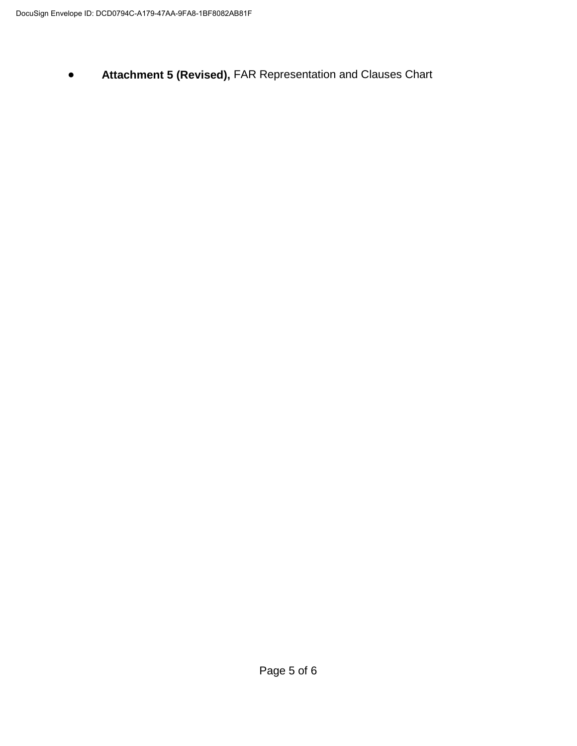- **Attachment 5 (Revised),** FAR Representation and Clauses Chart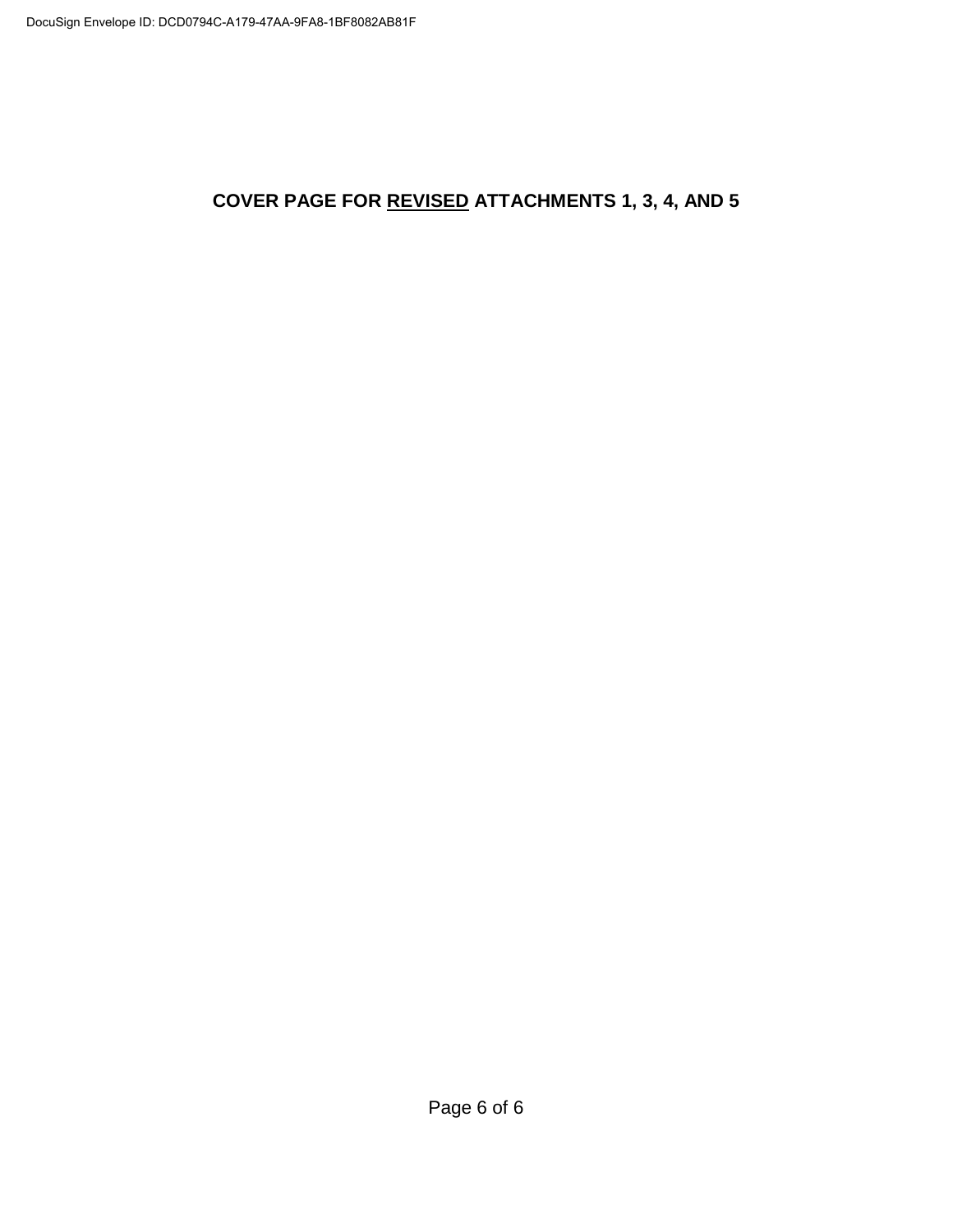DocuSign Envelope ID: DCD0794C-A179-47AA-9FA8-1BF8082AB81F

# COVER PAGE FOR <u>REVISED</u> ATTACHMENTS 1, 3, 4, AND 5